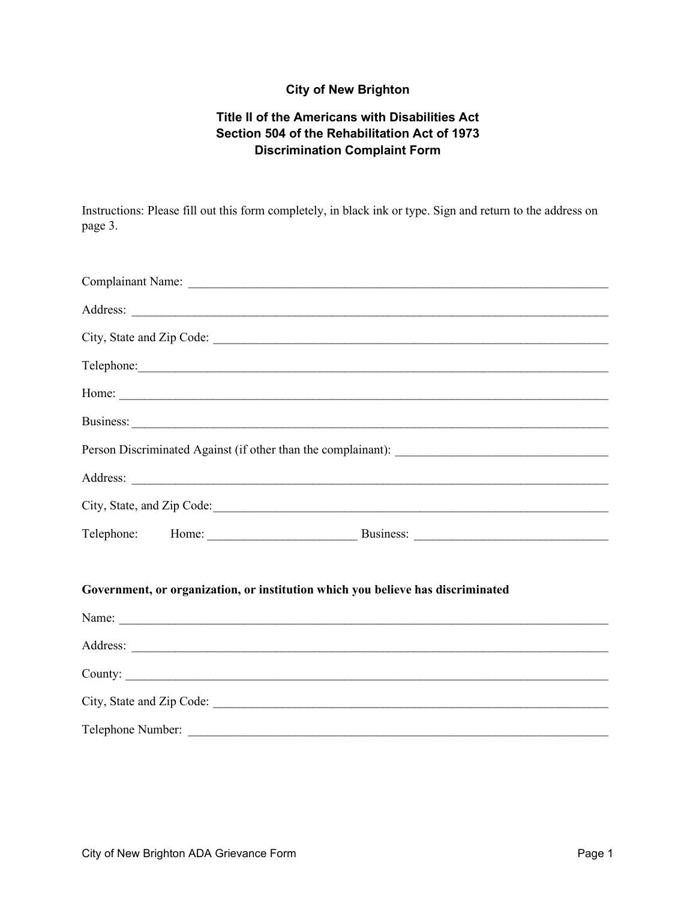**City of New Brighton**

**Title II of the Americans with Disabilities Act**
**Section 504 of the Rehabilitation Act of 1973**
**Discrimination Complaint Form**

Instructions: Please fill out this form completely, in black ink or type. Sign and return to the address on page 3.

Complainant Name: ______________________________________________________________________

Address: ______________________________________________________________________________

City, State and Zip Code: _________________________________________________________________

Telephone:_____________________________________________________________________________

Home: ________________________________________________________________________________

Business: ______________________________________________________________________________

Person Discriminated Against (if other than the complainant): ___________________________________

Address: ______________________________________________________________________________

City, State, and Zip Code:_________________________________________________________________

Telephone: Home: ________________________ Business: _______________________________

**Government, or organization, or institution which you believe has discriminated**

Name: ________________________________________________________________________________

Address: ______________________________________________________________________________

County: _______________________________________________________________________________

City, State and Zip Code: _________________________________________________________________

Telephone Number: ______________________________________________________________________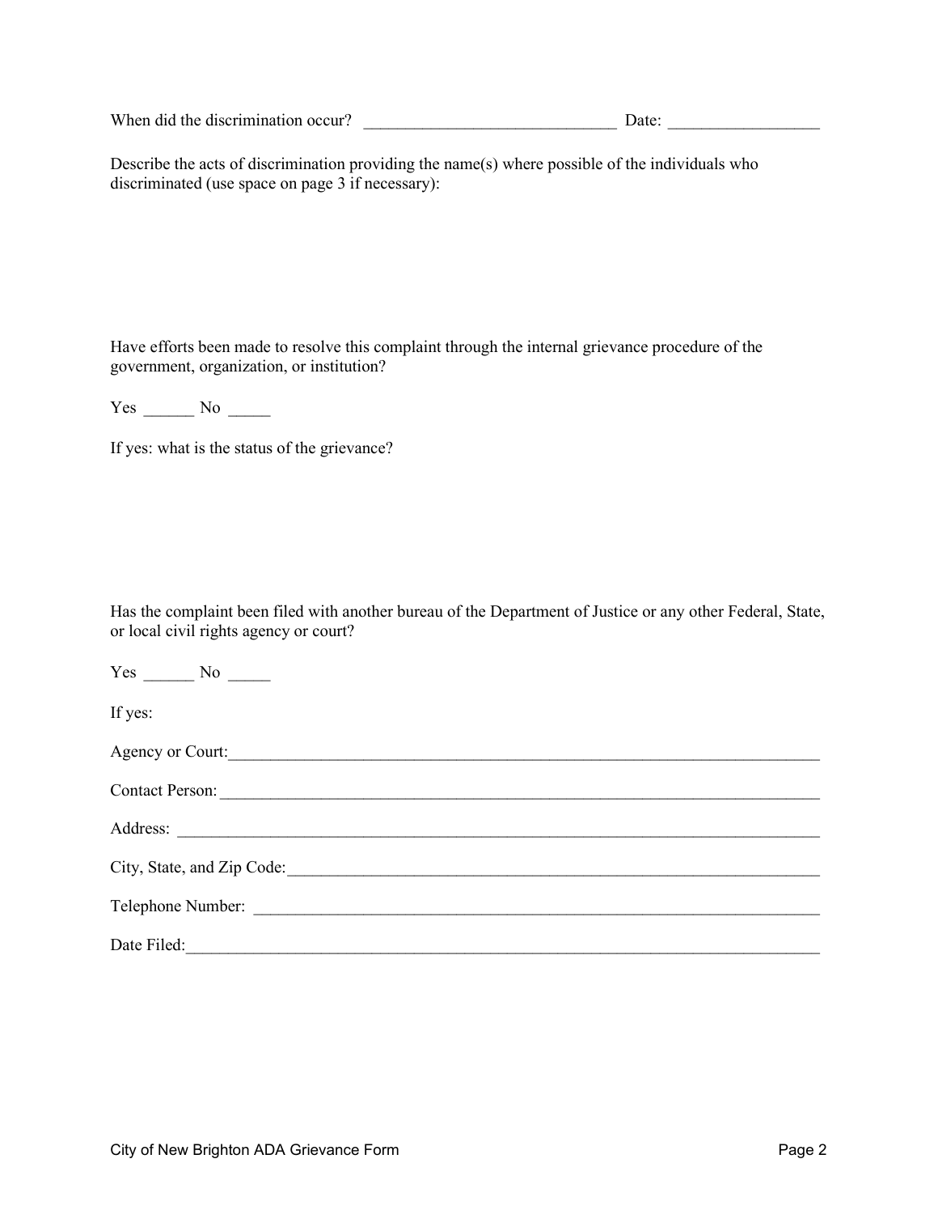When did the discrimination occur? ______________________________ Date: _________________

Describe the acts of discrimination providing the name(s) where possible of the individuals who discriminated (use space on page 3 if necessary):

Have efforts been made to resolve this complaint through the internal grievance procedure of the government, organization, or institution?

Yes ______ No _____

If yes: what is the status of the grievance?

Has the complaint been filed with another bureau of the Department of Justice or any other Federal, State, or local civil rights agency or court?

Yes ______ No _____

If yes:

Agency or Court:_____________________________________________________________________

Contact Person:_____________________________________________________________________

Address: ___________________________________________________________________________

City, State, and Zip Code:______________________________________________________________

Telephone Number: __________________________________________________________________

Date Filed:__________________________________________________________________________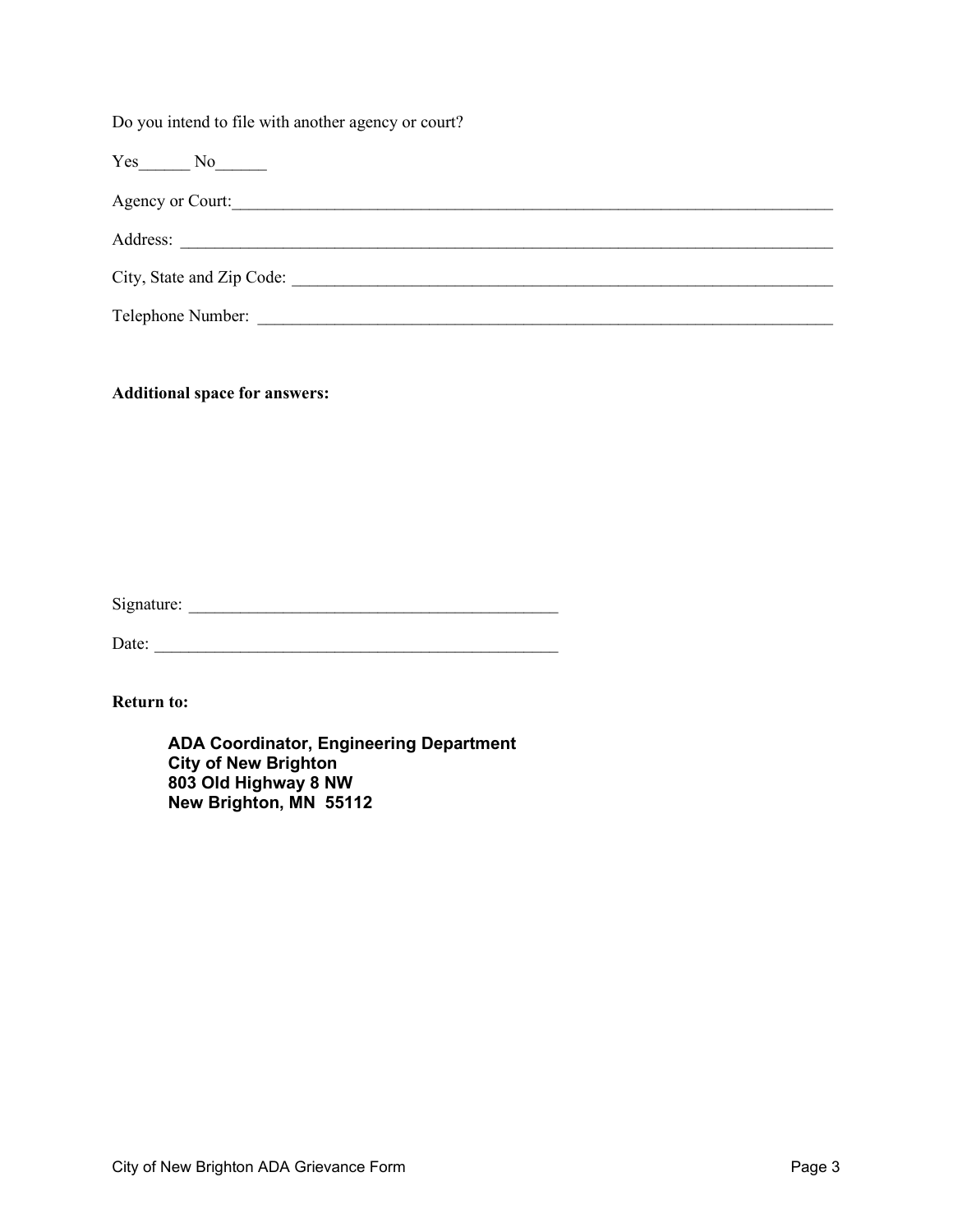Do you intend to file with another agency or court?

Yes______ No______

Agency or Court:___________________________________________________________________________

Address: _________________________________________________________________________________

City, State and Zip Code: ____________________________________________________________________

Telephone Number: ________________________________________________________________________

**Additional space for answers:**

Signature: ____________________________________________

Date: ________________________________________________

**Return to:**

> **ADA Coordinator, Engineering Department**
> **City of New Brighton**
> **803 Old Highway 8 NW**
> **New Brighton, MN 55112**